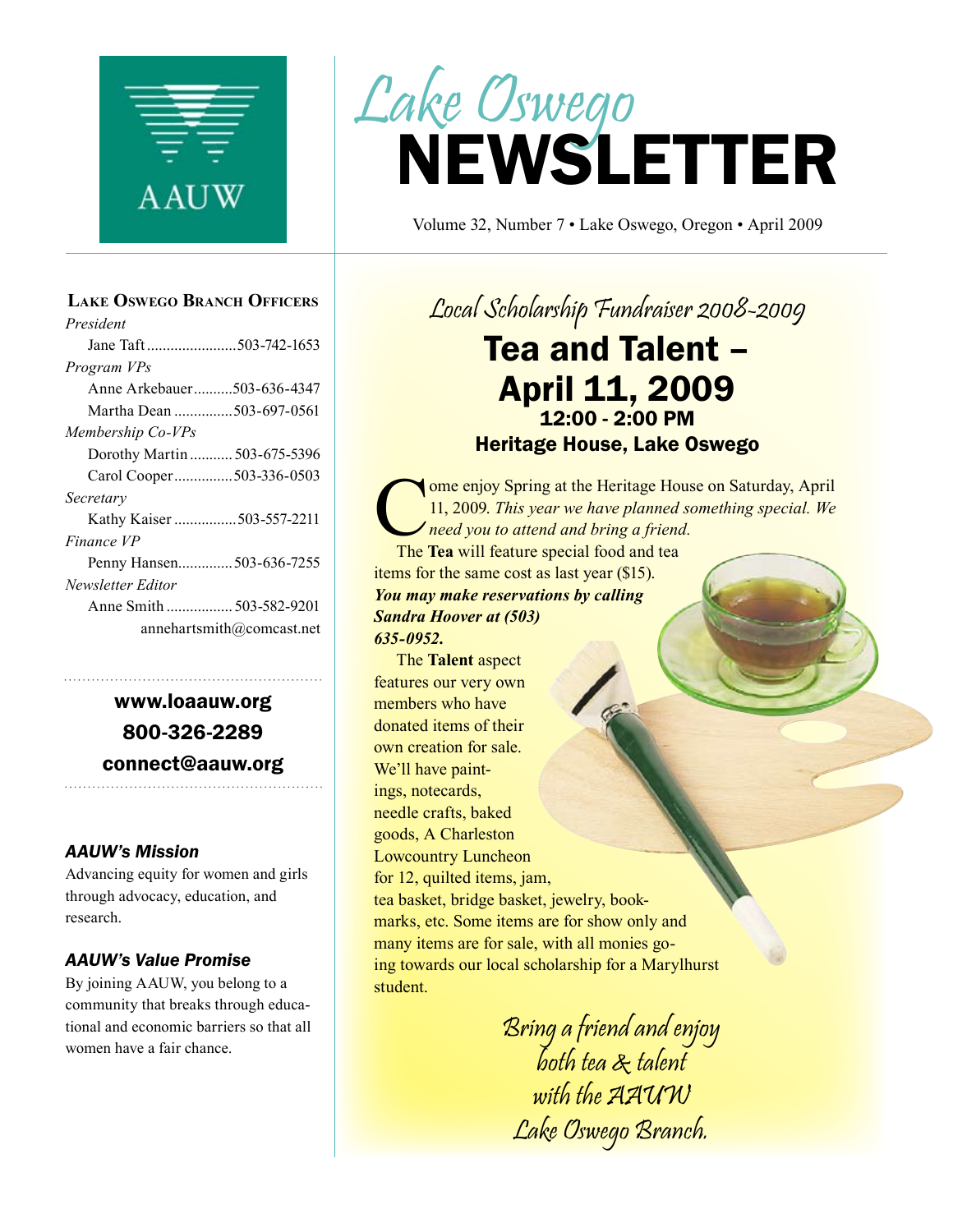AAUW

# Lake Oswego NEWSLETTER

Volume 32, Number 7 • Lake Oswego, Oregon • April 2009

## Lake Oswego Branch Officers

*President*
Jane Taft ....................... 503-742-1653

*Program VPs*
Anne Arkebauer .......... 503-636-4347
Martha Dean ............... 503-697-0561

*Membership Co-VPs*
Dorothy Martin ........... 503-675-5396
Carol Cooper ............... 503-336-0503

*Secretary*
Kathy Kaiser ................ 503-557-2211

*Finance VP*
Penny Hansen.............. 503-636-7255

*Newsletter Editor*
Anne Smith ................. 503-582-9201
annehartsmith@comcast.net

**www.loaauw.org**
**800-326-2289**
**connect@aauw.org**

### *AAUW's Mission*

Advancing equity for women and girls through advocacy, education, and research.

### *AAUW's Value Promise*

By joining AAUW, you belong to a community that breaks through educational and economic barriers so that all women have a fair chance.

*Local Scholarship Fundraiser 2008-2009*

# Tea and Talent – April 11, 2009

**12:00 - 2:00 PM**
**Heritage House, Lake Oswego**

Come enjoy Spring at the Heritage House on Saturday, April 11, 2009. *This year we have planned something special. We need you to attend and bring a friend.*

The **Tea** will feature special food and tea items for the same cost as last year ($15). ***You may make reservations by calling Sandra Hoover at (503) 635-0952.***

The **Talent** aspect features our very own members who have donated items of their own creation for sale. We'll have paintings, notecards, needle crafts, baked goods, A Charleston Lowcountry Luncheon for 12, quilted items, jam, tea basket, bridge basket, jewelry, bookmarks, etc. Some items are for show only and many items are for sale, with all monies going towards our local scholarship for a Marylhurst student.

*Bring a friend and enjoy both tea & talent with the AAUW Lake Oswego Branch.*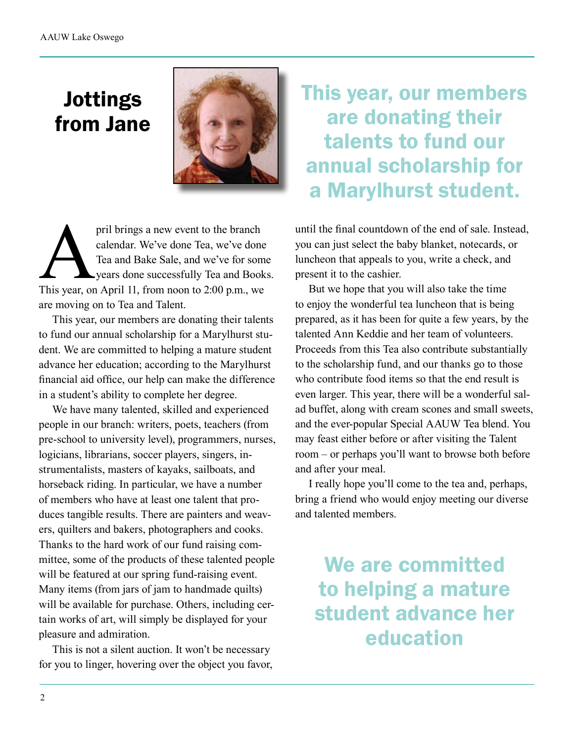# Jottings from Jane

**This year, our members are donating their talents to fund our annual scholarship for a Marylhurst student.**

April brings a new event to the branch calendar. We've done Tea, we've done Tea and Bake Sale, and we've for some years done successfully Tea and Books. This year, on April 11, from noon to 2:00 p.m., we are moving on to Tea and Talent.

This year, our members are donating their talents to fund our annual scholarship for a Marylhurst student. We are committed to helping a mature student advance her education; according to the Marylhurst financial aid office, our help can make the difference in a student's ability to complete her degree.

We have many talented, skilled and experienced people in our branch: writers, poets, teachers (from pre-school to university level), programmers, nurses, logicians, librarians, soccer players, singers, instrumentalists, masters of kayaks, sailboats, and horseback riding. In particular, we have a number of members who have at least one talent that produces tangible results. There are painters and weavers, quilters and bakers, photographers and cooks. Thanks to the hard work of our fund raising committee, some of the products of these talented people will be featured at our spring fund-raising event. Many items (from jars of jam to handmade quilts) will be available for purchase. Others, including certain works of art, will simply be displayed for your pleasure and admiration.

This is not a silent auction. It won't be necessary for you to linger, hovering over the object you favor, until the final countdown of the end of sale. Instead, you can just select the baby blanket, notecards, or luncheon that appeals to you, write a check, and present it to the cashier.

But we hope that you will also take the time to enjoy the wonderful tea luncheon that is being prepared, as it has been for quite a few years, by the talented Ann Keddie and her team of volunteers. Proceeds from this Tea also contribute substantially to the scholarship fund, and our thanks go to those who contribute food items so that the end result is even larger. This year, there will be a wonderful salad buffet, along with cream scones and small sweets, and the ever-popular Special AAUW Tea blend. You may feast either before or after visiting the Talent room – or perhaps you'll want to browse both before and after your meal.

I really hope you'll come to the tea and, perhaps, bring a friend who would enjoy meeting our diverse and talented members.

**We are committed to helping a mature student advance her education**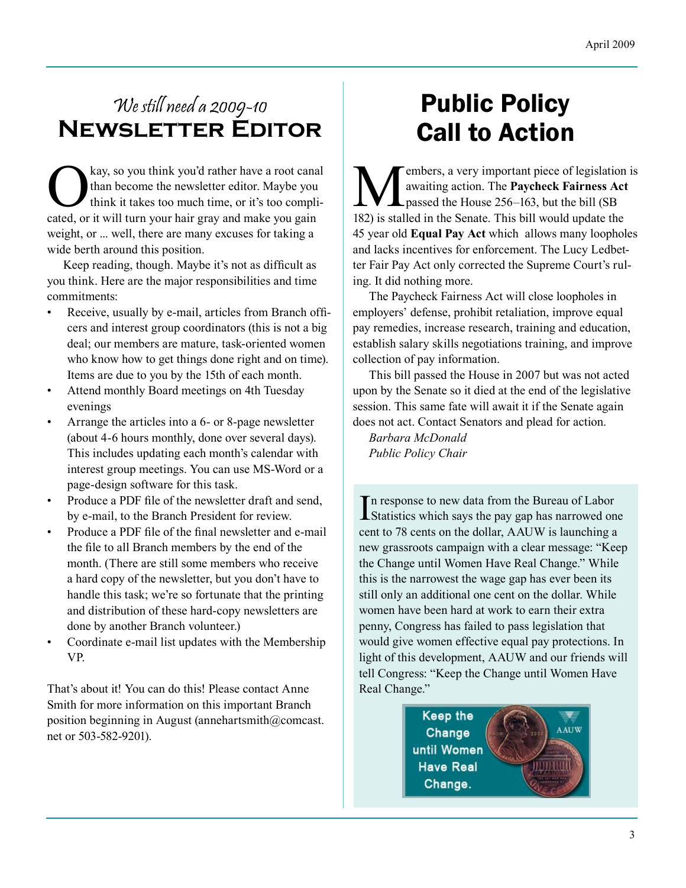## *We still need a 2009-10* Newsletter Editor

Okay, so you think you'd rather have a root canal than become the newsletter editor. Maybe you think it takes too much time, or it's too complicated, or it will turn your hair gray and make you gain weight, or ... well, there are many excuses for taking a wide berth around this position.

Keep reading, though. Maybe it's not as difficult as you think. Here are the major responsibilities and time commitments:

- Receive, usually by e-mail, articles from Branch officers and interest group coordinators (this is not a big deal; our members are mature, task-oriented women who know how to get things done right and on time). Items are due to you by the 15th of each month.
- Attend monthly Board meetings on 4th Tuesday evenings
- Arrange the articles into a 6- or 8-page newsletter (about 4-6 hours monthly, done over several days). This includes updating each month's calendar with interest group meetings. You can use MS-Word or a page-design software for this task.
- Produce a PDF file of the newsletter draft and send, by e-mail, to the Branch President for review.
- Produce a PDF file of the final newsletter and e-mail the file to all Branch members by the end of the month. (There are still some members who receive a hard copy of the newsletter, but you don't have to handle this task; we're so fortunate that the printing and distribution of these hard-copy newsletters are done by another Branch volunteer.)
- Coordinate e-mail list updates with the Membership VP.

That's about it! You can do this! Please contact Anne Smith for more information on this important Branch position beginning in August (annehartsmith@comcast.net or 503-582-9201).

# Public Policy Call to Action

Members, a very important piece of legislation is awaiting action. The **Paycheck Fairness Act** passed the House 256–163, but the bill (SB 182) is stalled in the Senate. This bill would update the 45 year old **Equal Pay Act** which allows many loopholes and lacks incentives for enforcement. The Lucy Ledbetter Fair Pay Act only corrected the Supreme Court's ruling. It did nothing more.

The Paycheck Fairness Act will close loopholes in employers' defense, prohibit retaliation, improve equal pay remedies, increase research, training and education, establish salary skills negotiations training, and improve collection of pay information.

This bill passed the House in 2007 but was not acted upon by the Senate so it died at the end of the legislative session. This same fate will await it if the Senate again does not act. Contact Senators and plead for action.

*Barbara McDonald*
*Public Policy Chair*

In response to new data from the Bureau of Labor Statistics which says the pay gap has narrowed one cent to 78 cents on the dollar, AAUW is launching a new grassroots campaign with a clear message: "Keep the Change until Women Have Real Change." While this is the narrowest the wage gap has ever been its still only an additional one cent on the dollar. While women have been hard at work to earn their extra penny, Congress has failed to pass legislation that would give women effective equal pay protections. In light of this development, AAUW and our friends will tell Congress: "Keep the Change until Women Have Real Change."

Keep the Change until Women Have Real Change.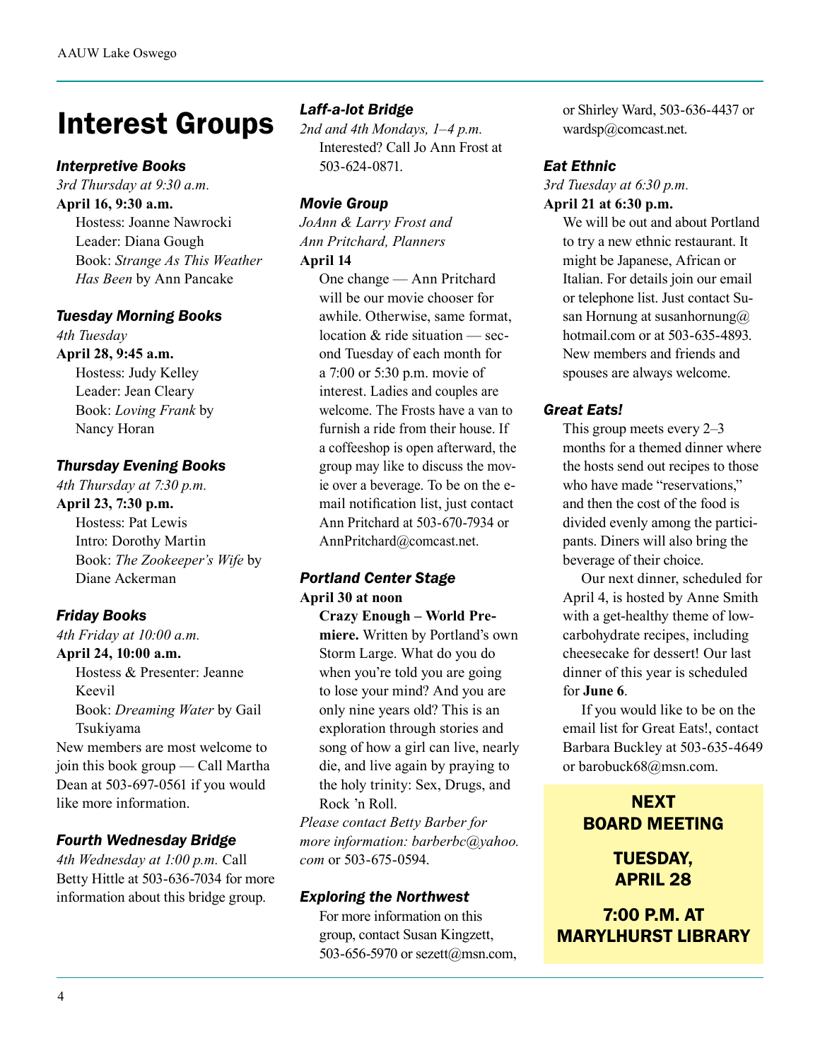# Interest Groups

### *Interpretive Books*

*3rd Thursday at 9:30 a.m.*

**April 16, 9:30 a.m.**

Hostess: Joanne Nawrocki
Leader: Diana Gough
Book: *Strange As This Weather Has Been* by Ann Pancake

### *Tuesday Morning Books*

*4th Tuesday*

**April 28, 9:45 a.m.**

Hostess: Judy Kelley
Leader: Jean Cleary
Book: *Loving Frank* by Nancy Horan

### *Thursday Evening Books*

*4th Thursday at 7:30 p.m.*

**April 23, 7:30 p.m.**

Hostess: Pat Lewis
Intro: Dorothy Martin
Book: *The Zookeeper's Wife* by Diane Ackerman

### *Friday Books*

*4th Friday at 10:00 a.m.*

**April 24, 10:00 a.m.**

Hostess & Presenter: Jeanne Keevil
Book: *Dreaming Water* by Gail Tsukiyama

New members are most welcome to join this book group — Call Martha Dean at 503-697-0561 if you would like more information.

### *Fourth Wednesday Bridge*

*4th Wednesday at 1:00 p.m.* Call Betty Hittle at 503-636-7034 for more information about this bridge group.

### *Laff-a-lot Bridge*

*2nd and 4th Mondays, 1–4 p.m.*

Interested? Call Jo Ann Frost at 503-624-0871.

### *Movie Group*

*JoAnn & Larry Frost and Ann Pritchard, Planners*

**April 14**

One change — Ann Pritchard will be our movie chooser for awhile. Otherwise, same format, location & ride situation — second Tuesday of each month for a 7:00 or 5:30 p.m. movie of interest. Ladies and couples are welcome. The Frosts have a van to furnish a ride from their house. If a coffeeshop is open afterward, the group may like to discuss the movie over a beverage. To be on the e-mail notification list, just contact Ann Pritchard at 503-670-7934 or AnnPritchard@comcast.net.

### *Portland Center Stage*

**April 30 at noon**

**Crazy Enough – World Premiere.** Written by Portland's own Storm Large. What do you do when you're told you are going to lose your mind? And you are only nine years old? This is an exploration through stories and song of how a girl can live, nearly die, and live again by praying to the holy trinity: Sex, Drugs, and Rock 'n Roll.

*Please contact Betty Barber for more information: barberbc@yahoo.com* or 503-675-0594.

### *Exploring the Northwest*

For more information on this group, contact Susan Kingzett, 503-656-5970 or sezett@msn.com, or Shirley Ward, 503-636-4437 or wardsp@comcast.net.

### *Eat Ethnic*

*3rd Tuesday at 6:30 p.m.*

**April 21 at 6:30 p.m.**

We will be out and about Portland to try a new ethnic restaurant. It might be Japanese, African or Italian. For details join our email or telephone list. Just contact Susan Hornung at susanhornung@hotmail.com or at 503-635-4893. New members and friends and spouses are always welcome.

### *Great Eats!*

This group meets every 2–3 months for a themed dinner where the hosts send out recipes to those who have made "reservations," and then the cost of the food is divided evenly among the participants. Diners will also bring the beverage of their choice.

Our next dinner, scheduled for April 4, is hosted by Anne Smith with a get-healthy theme of low-carbohydrate recipes, including cheesecake for dessert! Our last dinner of this year is scheduled for **June 6**.

If you would like to be on the email list for Great Eats!, contact Barbara Buckley at 503-635-4649 or barobuck68@msn.com.

**NEXT BOARD MEETING**

**TUESDAY, APRIL 28**

**7:00 P.M. AT MARYLHURST LIBRARY**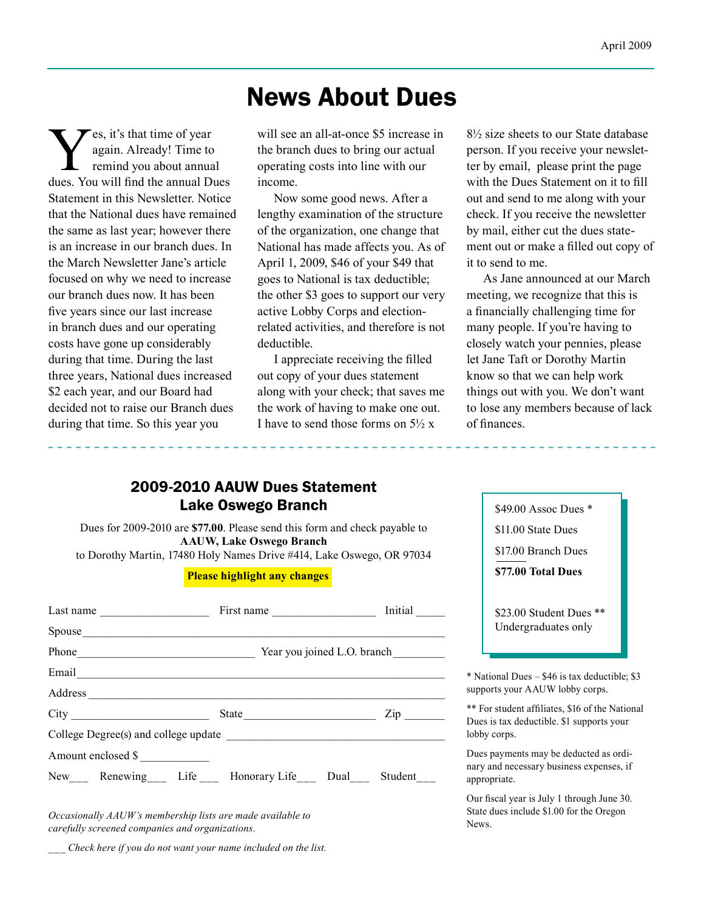# News About Dues

Yes, it's that time of year again. Already! Time to remind you about annual dues. You will find the annual Dues Statement in this Newsletter. Notice that the National dues have remained the same as last year; however there is an increase in our branch dues. In the March Newsletter Jane's article focused on why we need to increase our branch dues now. It has been five years since our last increase in branch dues and our operating costs have gone up considerably during that time. During the last three years, National dues increased $2 each year, and our Board had decided not to raise our Branch dues during that time. So this year you will see an all-at-once $5 increase in the branch dues to bring our actual operating costs into line with our income.

Now some good news. After a lengthy examination of the structure of the organization, one change that National has made affects you. As of April 1, 2009, $46 of your $49 that goes to National is tax deductible; the other $3 goes to support our very active Lobby Corps and election-related activities, and therefore is not deductible.

I appreciate receiving the filled out copy of your dues statement along with your check; that saves me the work of having to make one out. I have to send those forms on 5½ x 8½ size sheets to our State database person. If you receive your newsletter by email, please print the page with the Dues Statement on it to fill out and send to me along with your check. If you receive the newsletter by mail, either cut the dues statement out or make a filled out copy of it to send to me.

As Jane announced at our March meeting, we recognize that this is a financially challenging time for many people. If you're having to closely watch your pennies, please let Jane Taft or Dorothy Martin know so that we can help work things out with you. We don't want to lose any members because of lack of finances.

---

## 2009-2010 AAUW Dues Statement
## Lake Oswego Branch

Dues for 2009-2010 are **$77.00**. Please send this form and check payable to **AAUW, Lake Oswego Branch** to Dorothy Martin, 17480 Holy Names Drive #414, Lake Oswego, OR 97034

**Please highlight any changes**

Last name ___________________ First name __________________ Initial _____

Spouse ______________________________________________________________

Phone _______________________________ Year you joined L.O. branch_________

Email _______________________________________________________________

Address _____________________________________________________________

City ________________________ State______________________ Zip _______

College Degree(s) and college update ______________________________________

Amount enclosed $ ____________

New___ Renewing___ Life ___ Honorary Life___ Dual___ Student___

*Occasionally AAUW's membership lists are made available to carefully screened companies and organizations.*

*___ Check here if you do not want your name included on the list.*

$49.00 Assoc Dues *
$11.00 State Dues
$17.00 Branch Dues
**$77.00 Total Dues**

$23.00 Student Dues **
Undergraduates only

\* National Dues – $46 is tax deductible; $3 supports your AAUW lobby corps.

\*\* For student affiliates, $16 of the National Dues is tax deductible. $1 supports your lobby corps.

Dues payments may be deducted as ordinary and necessary business expenses, if appropriate.

Our fiscal year is July 1 through June 30. State dues include $1.00 for the Oregon News.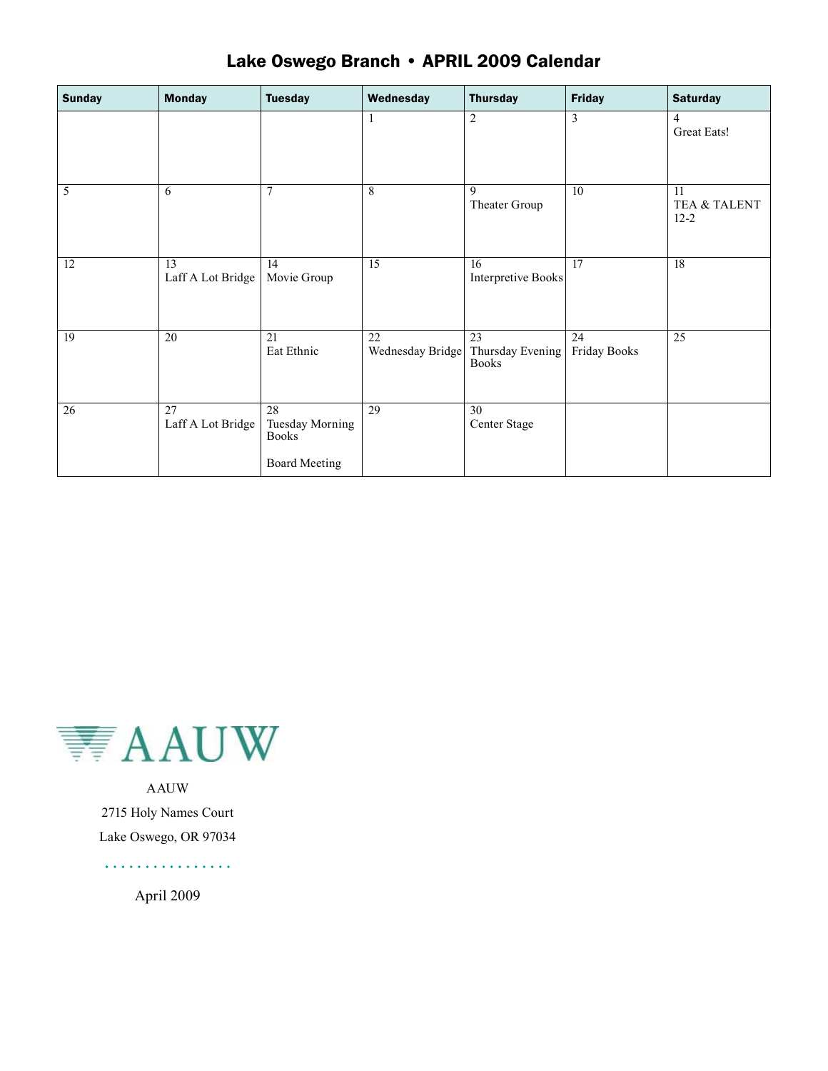# Lake Oswego Branch • APRIL 2009 Calendar

| Sunday | Monday | Tuesday | Wednesday | Thursday | Friday | Saturday |
|---|---|---|---|---|---|---|
| | | | 1 | 2 | 3 | 4<br>Great Eats! |
| 5 | 6 | 7 | 8 | 9<br>Theater Group | 10 | 11<br>TEA & TALENT<br>12-2 |
| 12 | 13<br>Laff A Lot Bridge | 14<br>Movie Group | 15 | 16<br>Interpretive Books | 17 | 18 |
| 19 | 20 | 21<br>Eat Ethnic | 22<br>Wednesday Bridge | 23<br>Thursday Evening Books | 24<br>Friday Books | 25 |
| 26 | 27<br>Laff A Lot Bridge | 28<br>Tuesday Morning Books<br><br>Board Meeting | 29 | 30<br>Center Stage | | |

AAUW

AAUW

2715 Holy Names Court

Lake Oswego, OR 97034

April 2009